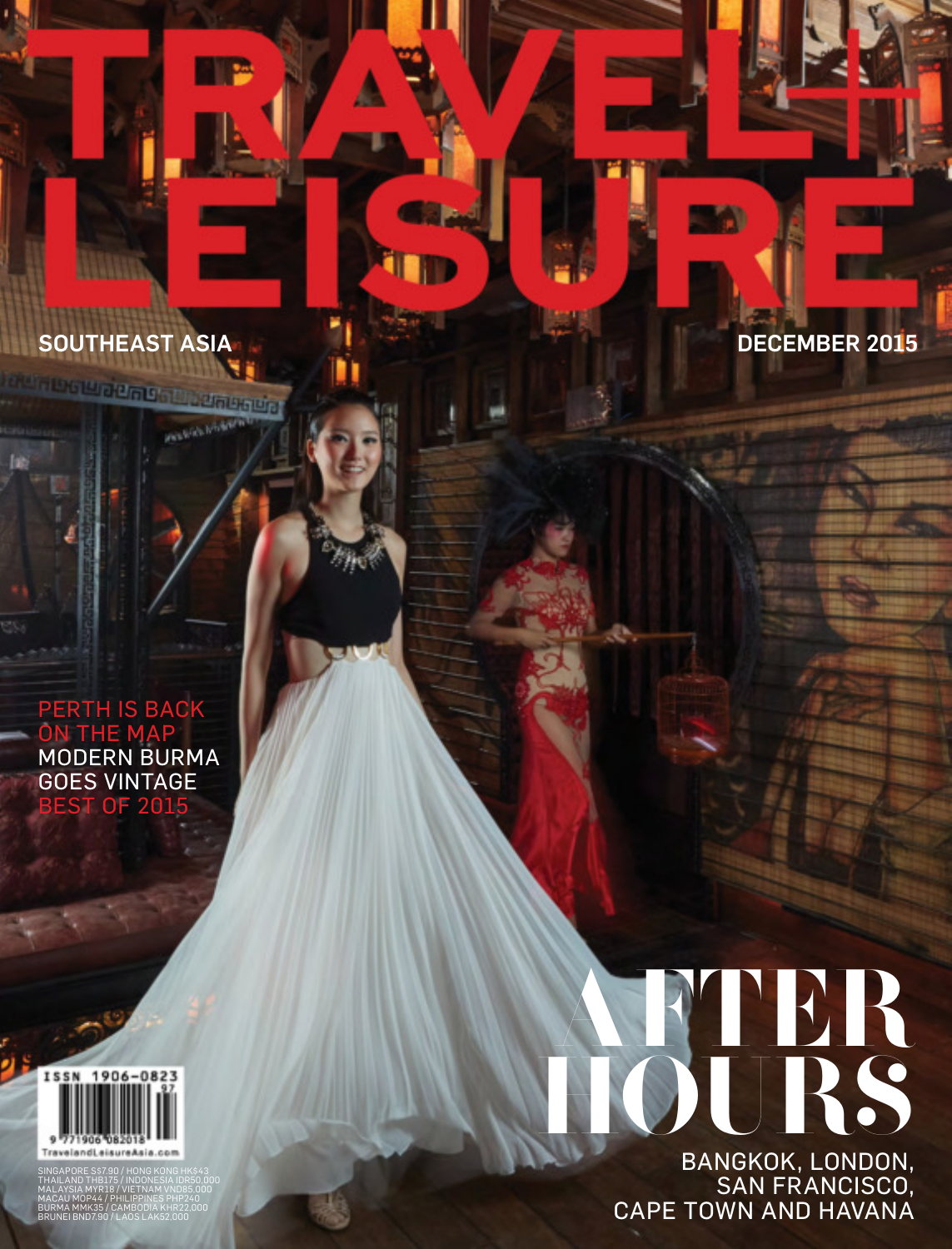# TRAVEL+ LEISURE

SOUTHEAST ASIA

DECEMBER 2015

PERTH IS BACK ON THE MAP

MODERN BURMA GOES VINTAGE

BEST OF 2015

## AFTER HOURS

BANGKOK, LONDON, SAN FRANCISCO, CAPE TOWN AND HAVANA

ISSN 1906-0823

TravelandLeisureAsia.com

SINGAPORE S$7.90 / HONG KONG HK$43
THAILAND THB175 / INDONESIA IDR50,000
MALAYSIA MYR18 / VIETNAM VND85,000
MACAU MOP44 / PHILIPPINES PHP240
BURMA MMK35 / CAMBODIA KHR22,000
BRUNEI BND7.90 / LAOS LAK52,000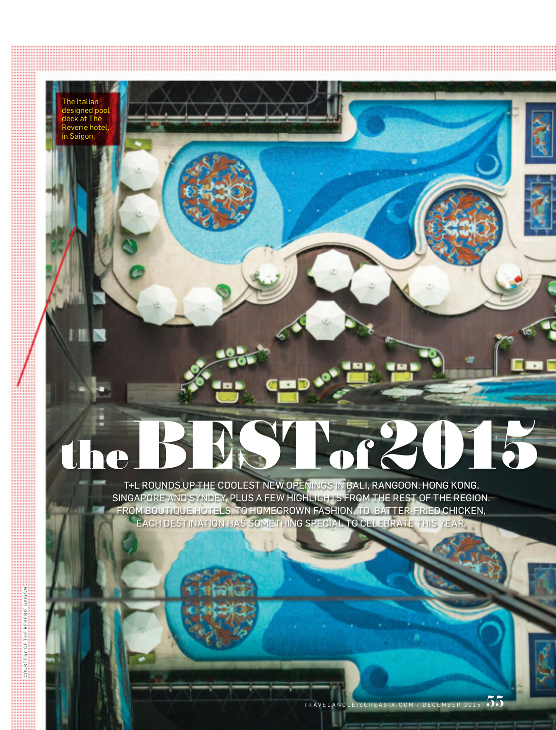The Italian-designed pool deck at The Reverie hotel, in Saigon.

# the BEST of 2015

T+L ROUNDS UP THE COOLEST NEW OPENINGS IN BALI, RANGOON, HONG KONG, SINGAPORE AND SYNDEY, PLUS A FEW HIGHLIGHTS FROM THE REST OF THE REGION. FROM BOUTIQUE HOTELS, TO HOMEGROWN FASHION, TO BATTER-FRIED CHICKEN, EACH DESTINATION HAS SOMETHING SPECIAL TO CELEBRATE THIS YEAR.

COURTESY OF THE REVERIE SAIGON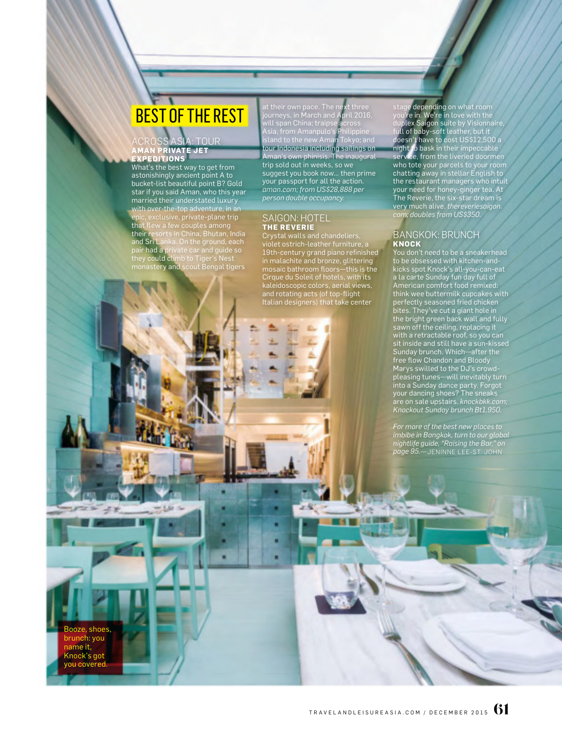# BEST OF THE REST

## ACROSS ASIA: TOUR
### AMAN PRIVATE JET EXPEDITIONS

What's the best way to get from astonishingly ancient point A to bucket-list beautiful point B? Gold star if you said Aman, who this year married their understated luxury with over-the-top adventure, in an epic, exclusive, private-plane trip that flew a few couples among their resorts in China, Bhutan, India and Sri Lanka. On the ground, each pair had a private car and guide so they could climb to Tiger's Nest monastery and scout Bengal tigers at their own pace. The next three journeys, in March and April 2016, will span China; traipse across Asia, from Amanpulo's Philippine island to the new Aman Tokyo; and tour Indonesia including sailings on Aman's own phinisis. The inaugural trip sold out in weeks, so we suggest you book now... then prime your passport for all the action. *aman.com; from US$28,888 per person double occupancy.*

## SAIGON: HOTEL
### THE REVERIE

Crystal walls and chandeliers, violet ostrich-leather furniture, a 19th-century grand piano refinished in malachite and bronze, glittering mosaic bathroom floors—this is the Cirque du Soleil of hotels, with its kaleidoscopic colors, aerial views, and rotating acts (of top-flight Italian designers) that take center stage depending on what room you're in. We're in love with the duplex Saigon suite by Visionnaire, full of baby-soft leather, but it doesn't have to cost US$12,500 a night to bask in their impeccable service, from the liveried doormen who tote your parcels to your room chatting away in stellar English to the restaurant managers who intuit your need for honey-ginger tea. At The Reverie, the six-star dream is very much alive. *thereveriesaigon.com; doubles from US$350.*

## BANGKOK: BRUNCH
### KNOCK

You don't need to be a sneakerhead to be obsessed with kitchen-and-kicks spot Knock's all-you-can-eat a la carte Sunday fun day full of American comfort food remixed: think wee buttermilk cupcakes with perfectly seasoned fried chicken bites. They've cut a giant hole in the bright green back wall and fully sawn off the ceiling, replacing it with a retractable roof, so you can sit inside and still have a sun-kissed Sunday brunch. Which—after the free flow Chandon and Bloody Marys swilled to the DJ's crowd-pleasing tunes—will inevitably turn into a Sunday dance party. Forgot your dancing shoes? The sneaks are on sale upstairs. *knockbkk.com; Knockout Sunday brunch Bt1,950.*

*For more of the best new places to imbibe in Bangkok, turn to our global nightlife guide, "Raising the Bar," on page 95.*—JENINNE LEE-ST. JOHN

Booze, shoes, brunch: you name it, Knock's got you covered.